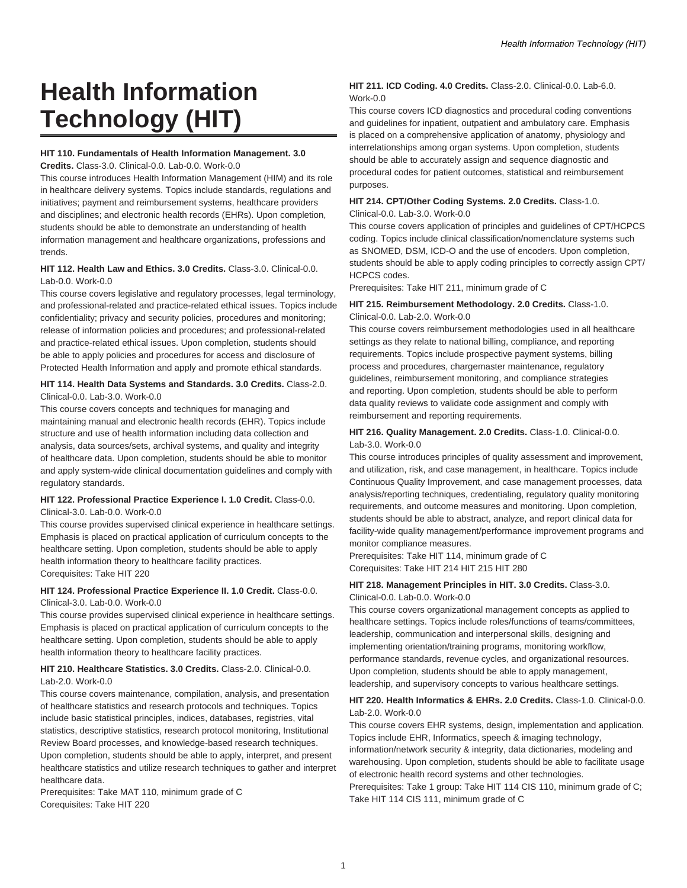# Health Information Technology (HIT)

**HIT 110. Fundamentals of Health Information Management. 3.0 Credits.** Class-3.0. Clinical-0.0. Lab-0.0. Work-0.0

This course introduces Health Information Management (HIM) and its role in healthcare delivery systems. Topics include standards, regulations and initiatives; payment and reimbursement systems, healthcare providers and disciplines; and electronic health records (EHRs). Upon completion, students should be able to demonstrate an understanding of health information management and healthcare organizations, professions and trends.

**HIT 112. Health Law and Ethics. 3.0 Credits.** Class-3.0. Clinical-0.0. Lab-0.0. Work-0.0

This course covers legislative and regulatory processes, legal terminology, and professional-related and practice-related ethical issues. Topics include confidentiality; privacy and security policies, procedures and monitoring; release of information policies and procedures; and professional-related and practice-related ethical issues. Upon completion, students should be able to apply policies and procedures for access and disclosure of Protected Health Information and apply and promote ethical standards.

**HIT 114. Health Data Systems and Standards. 3.0 Credits.** Class-2.0. Clinical-0.0. Lab-3.0. Work-0.0

This course covers concepts and techniques for managing and maintaining manual and electronic health records (EHR). Topics include structure and use of health information including data collection and analysis, data sources/sets, archival systems, and quality and integrity of healthcare data. Upon completion, students should be able to monitor and apply system-wide clinical documentation guidelines and comply with regulatory standards.

**HIT 122. Professional Practice Experience I. 1.0 Credit.** Class-0.0. Clinical-3.0. Lab-0.0. Work-0.0

This course provides supervised clinical experience in healthcare settings. Emphasis is placed on practical application of curriculum concepts to the healthcare setting. Upon completion, students should be able to apply health information theory to healthcare facility practices.

Corequisites: Take HIT 220

**HIT 124. Professional Practice Experience II. 1.0 Credit.** Class-0.0. Clinical-3.0. Lab-0.0. Work-0.0

This course provides supervised clinical experience in healthcare settings. Emphasis is placed on practical application of curriculum concepts to the healthcare setting. Upon completion, students should be able to apply health information theory to healthcare facility practices.

**HIT 210. Healthcare Statistics. 3.0 Credits.** Class-2.0. Clinical-0.0. Lab-2.0. Work-0.0

This course covers maintenance, compilation, analysis, and presentation of healthcare statistics and research protocols and techniques. Topics include basic statistical principles, indices, databases, registries, vital statistics, descriptive statistics, research protocol monitoring, Institutional Review Board processes, and knowledge-based research techniques. Upon completion, students should be able to apply, interpret, and present healthcare statistics and utilize research techniques to gather and interpret healthcare data.

Prerequisites: Take MAT 110, minimum grade of C

Corequisites: Take HIT 220

**HIT 211. ICD Coding. 4.0 Credits.** Class-2.0. Clinical-0.0. Lab-6.0. Work-0.0

This course covers ICD diagnostics and procedural coding conventions and guidelines for inpatient, outpatient and ambulatory care. Emphasis is placed on a comprehensive application of anatomy, physiology and interrelationships among organ systems. Upon completion, students should be able to accurately assign and sequence diagnostic and procedural codes for patient outcomes, statistical and reimbursement purposes.

**HIT 214. CPT/Other Coding Systems. 2.0 Credits.** Class-1.0. Clinical-0.0. Lab-3.0. Work-0.0

This course covers application of principles and guidelines of CPT/HCPCS coding. Topics include clinical classification/nomenclature systems such as SNOMED, DSM, ICD-O and the use of encoders. Upon completion, students should be able to apply coding principles to correctly assign CPT/HCPCS codes.

Prerequisites: Take HIT 211, minimum grade of C

**HIT 215. Reimbursement Methodology. 2.0 Credits.** Class-1.0. Clinical-0.0. Lab-2.0. Work-0.0

This course covers reimbursement methodologies used in all healthcare settings as they relate to national billing, compliance, and reporting requirements. Topics include prospective payment systems, billing process and procedures, chargemaster maintenance, regulatory guidelines, reimbursement monitoring, and compliance strategies and reporting. Upon completion, students should be able to perform data quality reviews to validate code assignment and comply with reimbursement and reporting requirements.

**HIT 216. Quality Management. 2.0 Credits.** Class-1.0. Clinical-0.0. Lab-3.0. Work-0.0

This course introduces principles of quality assessment and improvement, and utilization, risk, and case management, in healthcare. Topics include Continuous Quality Improvement, and case management processes, data analysis/reporting techniques, credentialing, regulatory quality monitoring requirements, and outcome measures and monitoring. Upon completion, students should be able to abstract, analyze, and report clinical data for facility-wide quality management/performance improvement programs and monitor compliance measures.

Prerequisites: Take HIT 114, minimum grade of C

Corequisites: Take HIT 214 HIT 215 HIT 280

**HIT 218. Management Principles in HIT. 3.0 Credits.** Class-3.0. Clinical-0.0. Lab-0.0. Work-0.0

This course covers organizational management concepts as applied to healthcare settings. Topics include roles/functions of teams/committees, leadership, communication and interpersonal skills, designing and implementing orientation/training programs, monitoring workflow, performance standards, revenue cycles, and organizational resources. Upon completion, students should be able to apply management, leadership, and supervisory concepts to various healthcare settings.

**HIT 220. Health Informatics & EHRs. 2.0 Credits.** Class-1.0. Clinical-0.0. Lab-2.0. Work-0.0

This course covers EHR systems, design, implementation and application. Topics include EHR, Informatics, speech & imaging technology, information/network security & integrity, data dictionaries, modeling and warehousing. Upon completion, students should be able to facilitate usage of electronic health record systems and other technologies.

Prerequisites: Take 1 group: Take HIT 114 CIS 110, minimum grade of C; Take HIT 114 CIS 111, minimum grade of C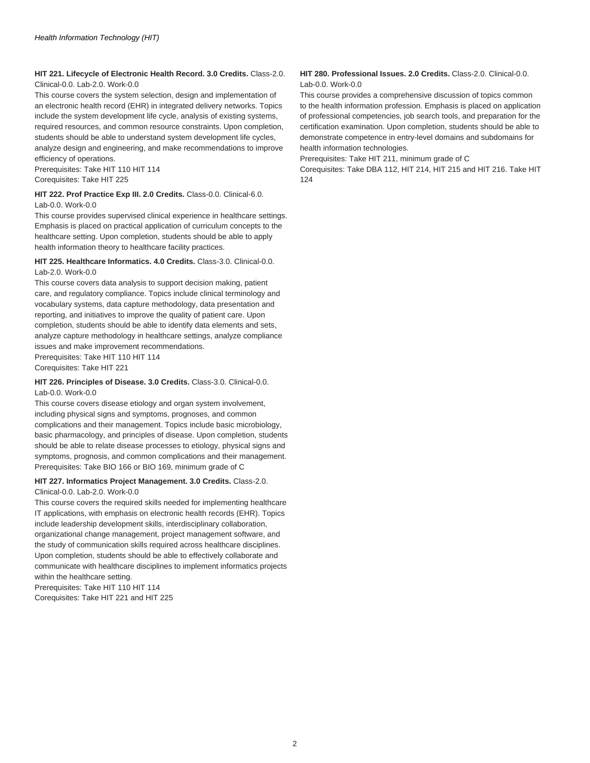**HIT 221. Lifecycle of Electronic Health Record. 3.0 Credits.** Class-2.0. Clinical-0.0. Lab-2.0. Work-0.0

This course covers the system selection, design and implementation of an electronic health record (EHR) in integrated delivery networks. Topics include the system development life cycle, analysis of existing systems, required resources, and common resource constraints. Upon completion, students should be able to understand system development life cycles, analyze design and engineering, and make recommendations to improve efficiency of operations.

Prerequisites: Take HIT 110 HIT 114

Corequisites: Take HIT 225

**HIT 222. Prof Practice Exp III. 2.0 Credits.** Class-0.0. Clinical-6.0. Lab-0.0. Work-0.0

This course provides supervised clinical experience in healthcare settings. Emphasis is placed on practical application of curriculum concepts to the healthcare setting. Upon completion, students should be able to apply health information theory to healthcare facility practices.

**HIT 225. Healthcare Informatics. 4.0 Credits.** Class-3.0. Clinical-0.0. Lab-2.0. Work-0.0

This course covers data analysis to support decision making, patient care, and regulatory compliance. Topics include clinical terminology and vocabulary systems, data capture methodology, data presentation and reporting, and initiatives to improve the quality of patient care. Upon completion, students should be able to identify data elements and sets, analyze capture methodology in healthcare settings, analyze compliance issues and make improvement recommendations.

Prerequisites: Take HIT 110 HIT 114

Corequisites: Take HIT 221

**HIT 226. Principles of Disease. 3.0 Credits.** Class-3.0. Clinical-0.0. Lab-0.0. Work-0.0

This course covers disease etiology and organ system involvement, including physical signs and symptoms, prognoses, and common complications and their management. Topics include basic microbiology, basic pharmacology, and principles of disease. Upon completion, students should be able to relate disease processes to etiology, physical signs and symptoms, prognosis, and common complications and their management.

Prerequisites: Take BIO 166 or BIO 169, minimum grade of C

**HIT 227. Informatics Project Management. 3.0 Credits.** Class-2.0. Clinical-0.0. Lab-2.0. Work-0.0

This course covers the required skills needed for implementing healthcare IT applications, with emphasis on electronic health records (EHR). Topics include leadership development skills, interdisciplinary collaboration, organizational change management, project management software, and the study of communication skills required across healthcare disciplines. Upon completion, students should be able to effectively collaborate and communicate with healthcare disciplines to implement informatics projects within the healthcare setting.

Prerequisites: Take HIT 110 HIT 114

Corequisites: Take HIT 221 and HIT 225

**HIT 280. Professional Issues. 2.0 Credits.** Class-2.0. Clinical-0.0. Lab-0.0. Work-0.0

This course provides a comprehensive discussion of topics common to the health information profession. Emphasis is placed on application of professional competencies, job search tools, and preparation for the certification examination. Upon completion, students should be able to demonstrate competence in entry-level domains and subdomains for health information technologies.

Prerequisites: Take HIT 211, minimum grade of C

Corequisites: Take DBA 112, HIT 214, HIT 215 and HIT 216. Take HIT 124